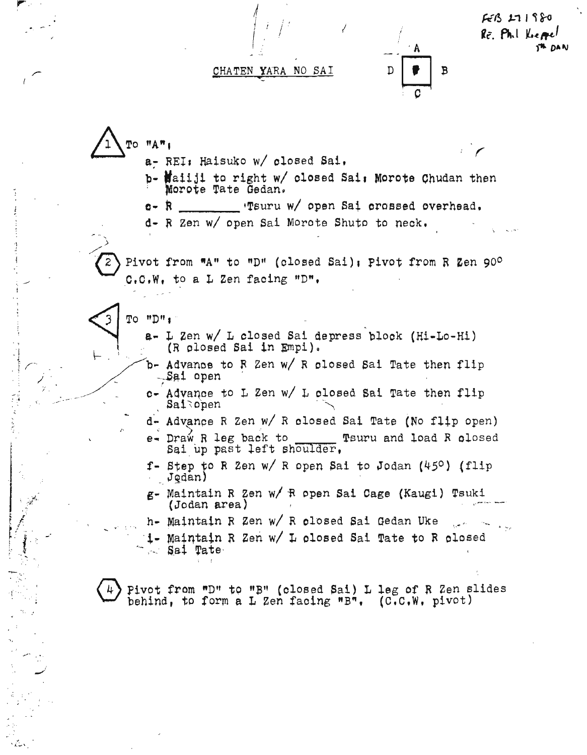FEB 27 1980
Re. Phil Koeppel
7th DAN

# CHATEN YARA NO SAI

```
     A
D  [ ]  B
     C
```

**1** To "A":

- a- REI: Haisuko w/ closed Sai.
- b- Haiiji to right w/ closed Sai: Morote Chudan then Morote Tate Gedan.
- c- R ________ Tsuru w/ open Sai crossed overhead.
- d- R Zen w/ open Sai Morote Shuto to neck.

**2** Pivot from "A" to "D" (closed Sai): Pivot from R Zen 90° C.C.W. to a L Zen facing "D".

**3** To "D":

- a- L Zen w/ L closed Sai depress block (Hi-Lo-Hi) (R closed Sai in Empi).
- b- Advance to R Zen w/ R closed Sai Tate then flip Sai open
- c- Advance to L Zen w/ L closed Sai Tate then flip Sai open
- d- Advance R Zen w/ R closed Sai Tate (No flip open)
- e- Draw R leg back to ______ Tsuru and load R closed Sai up past left shoulder.
- f- Step to R Zen w/ R open Sai to Jodan (45°) (flip Jodan)
- g- Maintain R Zen w/ R open Sai Cage (Kaugi) Tsuki (Jodan area)
- h- Maintain R Zen w/ R closed Sai Gedan Uke
- i- Maintain R Zen w/ L closed Sai Tate to R closed Sai Tate

**4** Pivot from "D" to "B" (closed Sai) L leg of R Zen slides behind, to form a L Zen facing "B". (C.C.W. pivot)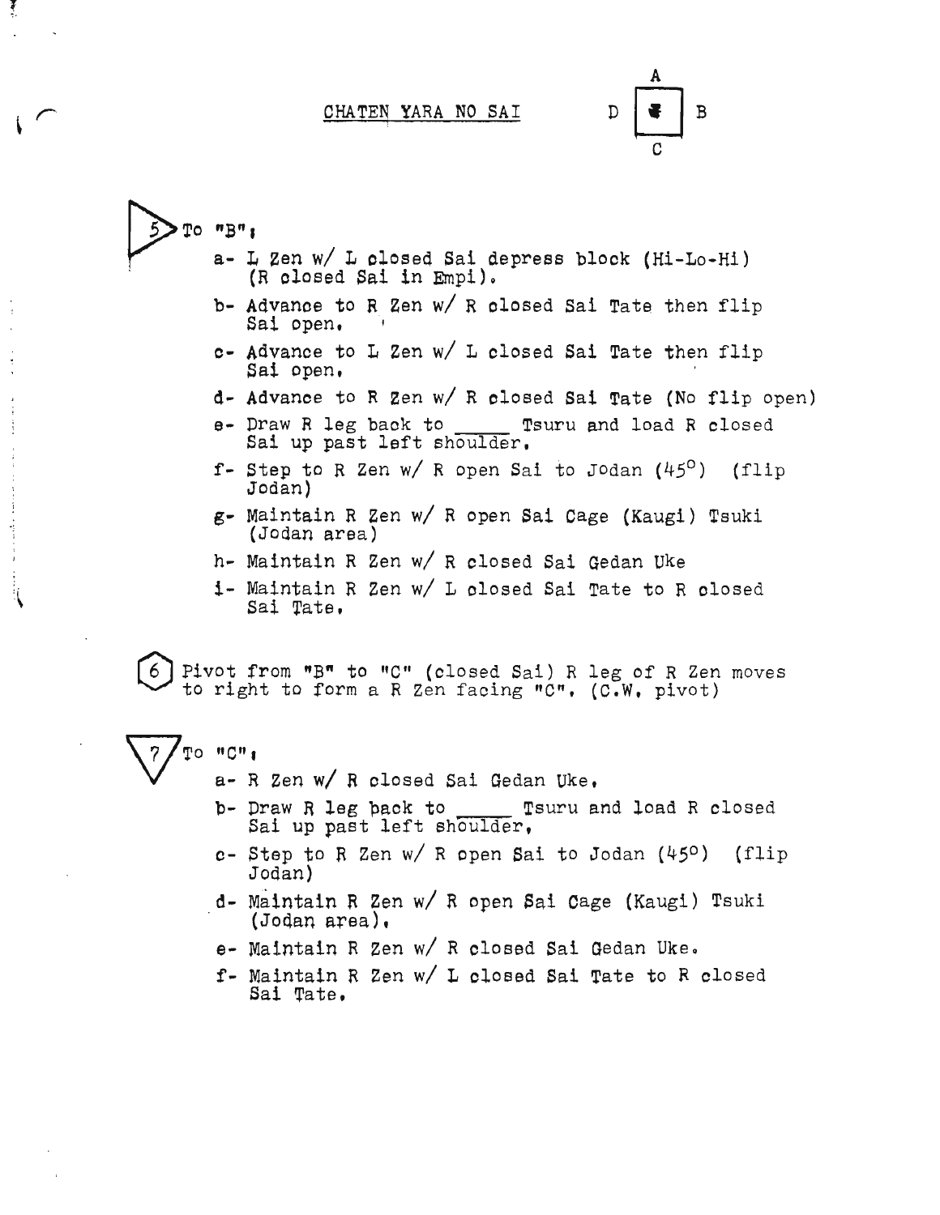## CHATEN YARA NO SAI

```
        A
   D  [   ]  B
        C
```

**5** To "B":

- a- L Zen w/ L closed Sai depress block (Hi-Lo-Hi) (R closed Sai in Empi).
- b- Advance to R Zen w/ R closed Sai Tate then flip Sai open.
- c- Advance to L Zen w/ L closed Sai Tate then flip Sai open.
- d- Advance to R Zen w/ R closed Sai Tate (No flip open)
- e- Draw R leg back to _____ Tsuru and load R closed Sai up past left shoulder.
- f- Step to R Zen w/ R open Sai to Jodan (45°) (flip Jodan)
- g- Maintain R Zen w/ R open Sai Cage (Kaugi) Tsuki (Jodan area)
- h- Maintain R Zen w/ R closed Sai Gedan Uke
- i- Maintain R Zen w/ L closed Sai Tate to R closed Sai Tate.

**6** Pivot from "B" to "C" (closed Sai) R leg of R Zen moves to right to form a R Zen facing "C". (C.W. pivot)

**7** To "C":

- a- R Zen w/ R closed Sai Gedan Uke.
- b- Draw R leg back to _____ Tsuru and load R closed Sai up past left shoulder,
- c- Step to R Zen w/ R open Sai to Jodan (45°) (flip Jodan)
- d- Maintain R Zen w/ R open Sai Cage (Kaugi) Tsuki (Jodan area).
- e- Maintain R Zen w/ R closed Sai Gedan Uke.
- f- Maintain R Zen w/ L closed Sai Tate to R closed Sai Tate.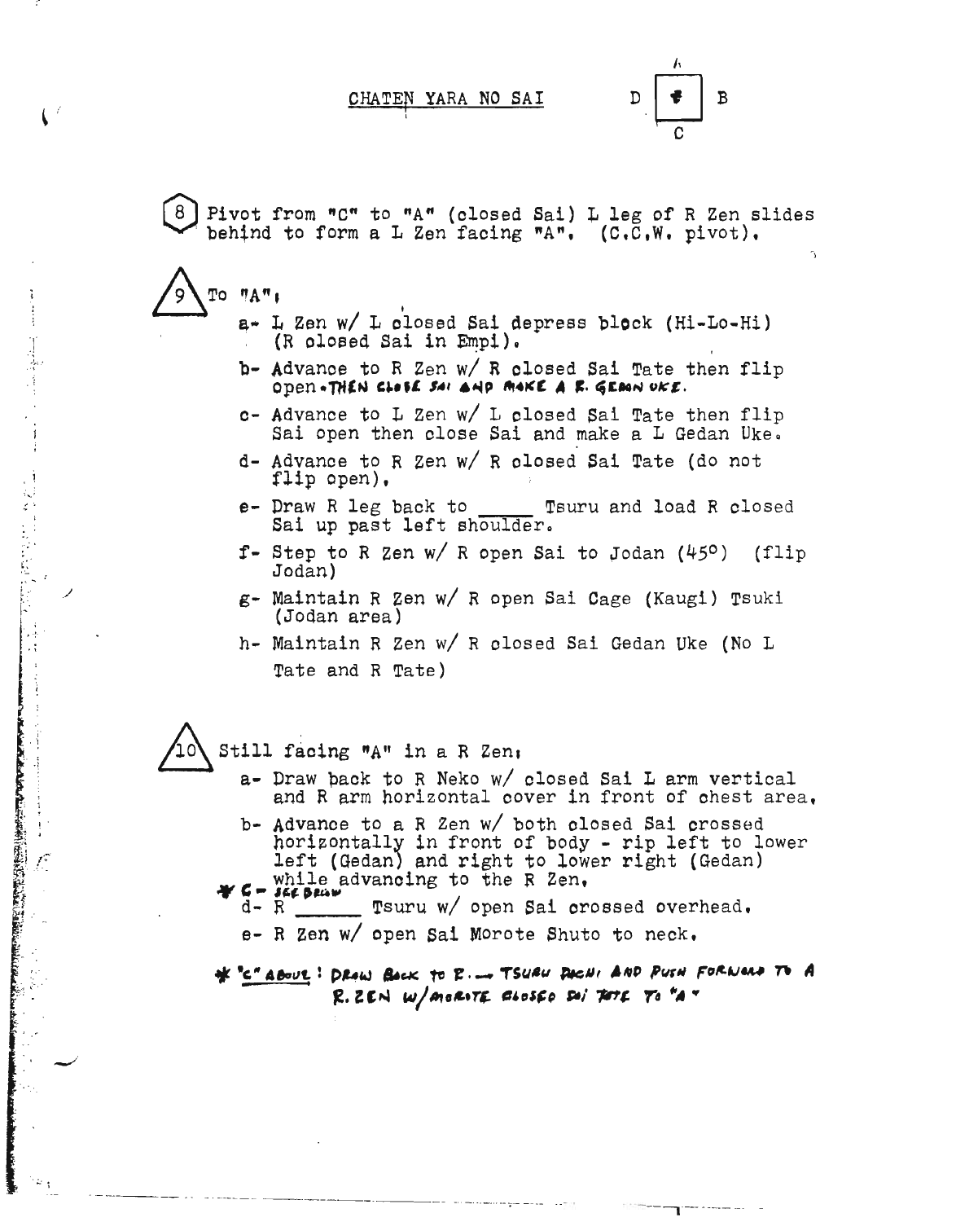# CHATEN YARA NO SAI

D | A | B — C

**8** Pivot from "C" to "A" (closed Sai) L leg of R Zen slides behind to form a L Zen facing "A". (C.C.W. pivot).

**9** To "A":

- a- L Zen w/ L closed Sai depress block (Hi-Lo-Hi) (R closed Sai in Empi).
- b- Advance to R Zen w/ R closed Sai Tate then flip open. THEN CLOSE SAI AND MAKE A R. GEDAN UKE.
- c- Advance to L Zen w/ L closed Sai Tate then flip Sai open then close Sai and make a L Gedan Uke.
- d- Advance to R Zen w/ R closed Sai Tate (do not flip open).
- e- Draw R leg back to _____ Tsuru and load R closed Sai up past left shoulder.
- f- Step to R Zen w/ R open Sai to Jodan (45°) (flip Jodan)
- g- Maintain R Zen w/ R open Sai Cage (Kaugi) Tsuki (Jodan area)
- h- Maintain R Zen w/ R closed Sai Gedan Uke (No L Tate and R Tate)

**10** Still facing "A" in a R Zen:

- a- Draw back to R Neko w/ closed Sai L arm vertical and R arm horizontal cover in front of chest area.
- b- Advance to a R Zen w/ both closed Sai crossed horizontally in front of body - rip left to lower left (Gedan) and right to lower right (Gedan) while advancing to the R Zen.
- * c- SEE BELOW
- d- R _____ Tsuru w/ open Sai crossed overhead.
- e- R Zen w/ open Sai Morote Shuto to neck.

* "C" ABOVE: DRAW BACK TO R. — TSURU DACHI AND PUSH FORWARD TO A R. ZEN W/ MOROTE CLOSED SAI TATE TO "A"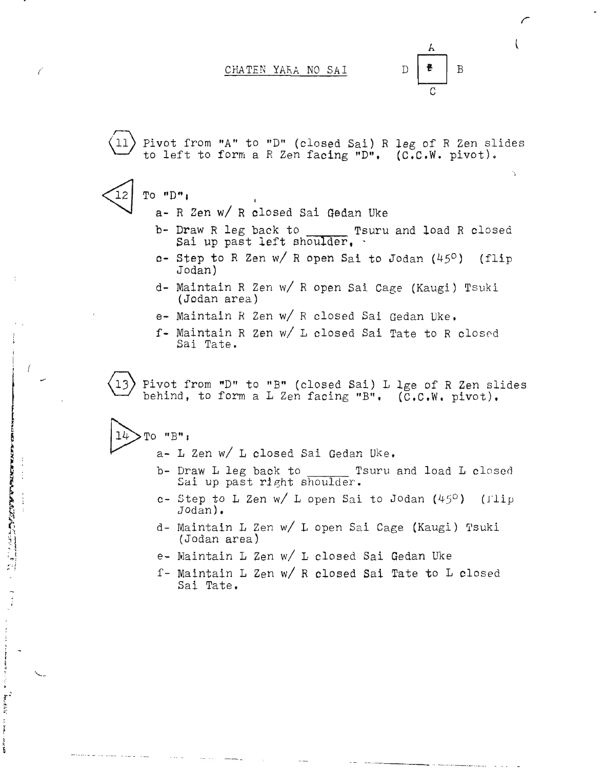# CHATEN YARA NO SAI

A

D B

C

(11) Pivot from "A" to "D" (closed Sai) R leg of R Zen slides to left to form a R Zen facing "D". (C.C.W. pivot).

(12) To "D":

- a- R Zen w/ R closed Sai Gedan Uke
- b- Draw R leg back to ______ Tsuru and load R closed Sai up past left shoulder.
- c- Step to R Zen w/ R open Sai to Jodan (45°) (flip Jodan)
- d- Maintain R Zen w/ R open Sai Cage (Kaugi) Tsuki (Jodan area)
- e- Maintain R Zen w/ R closed Sai Gedan Uke.
- f- Maintain R Zen w/ L closed Sai Tate to R closed Sai Tate.

(13) Pivot from "D" to "B" (closed Sai) L lge of R Zen slides behind, to form a L Zen facing "B". (C.C.W. pivot).

(14) To "B":

- a- L Zen w/ L closed Sai Gedan Uke.
- b- Draw L leg back to ______ Tsuru and load L closed Sai up past right shoulder.
- c- Step to L Zen w/ L open Sai to Jodan (45°) (flip Jodan).
- d- Maintain L Zen w/ L open Sai Cage (Kaugi) Tsuki (Jodan area)
- e- Maintain L Zen w/ L closed Sai Gedan Uke
- f- Maintain L Zen w/ R closed Sai Tate to L closed Sai Tate.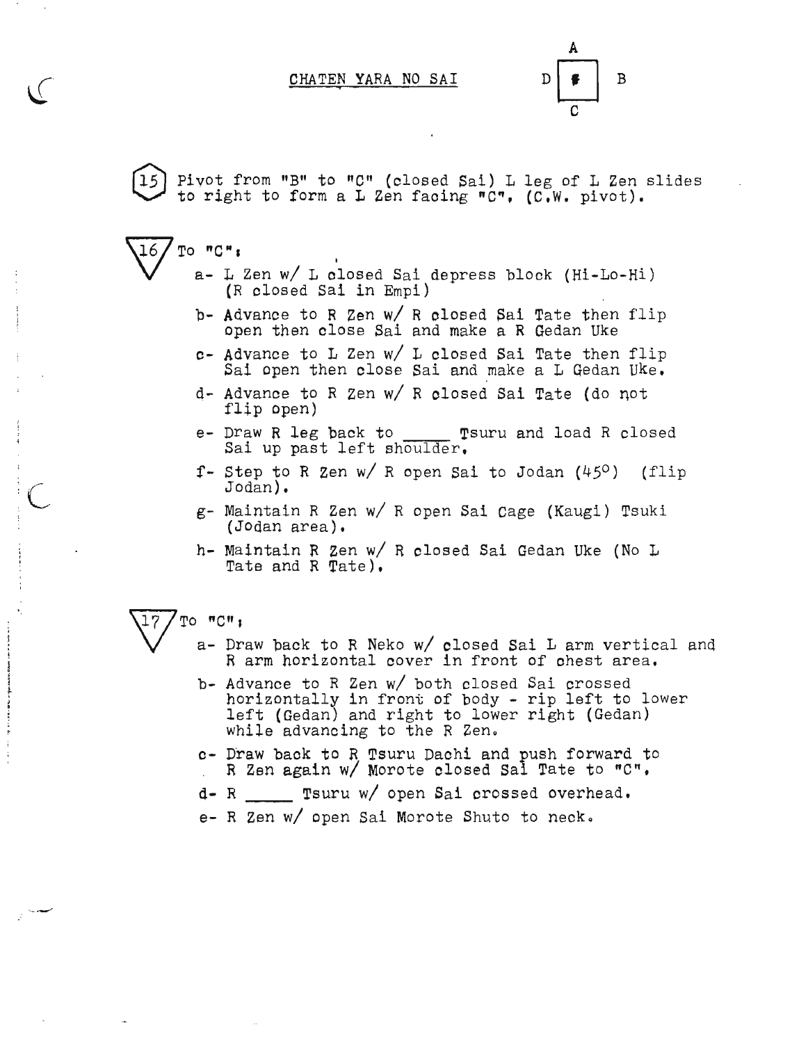## CHATEN YARA NO SAI

```
        A
    D [ # ] B
        C
```

**15** Pivot from "B" to "C" (closed Sai) L leg of L Zen slides to right to form a L Zen facing "C", (C.W. pivot).

**16** To "C":

- a- L Zen w/ L closed Sai depress block (Hi-Lo-Hi) (R closed Sai in Empi)
- b- Advance to R Zen w/ R closed Sai Tate then flip open then close Sai and make a R Gedan Uke
- c- Advance to L Zen w/ L closed Sai Tate then flip Sai open then close Sai and make a L Gedan Uke.
- d- Advance to R Zen w/ R closed Sai Tate (do not flip open)
- e- Draw R leg back to _____ Tsuru and load R closed Sai up past left shoulder.
- f- Step to R Zen w/ R open Sai to Jodan ($45^{\circ}$) (flip Jodan).
- g- Maintain R Zen w/ R open Sai Cage (Kaugi) Tsuki (Jodan area).
- h- Maintain R Zen w/ R closed Sai Gedan Uke (No L Tate and R Tate).

**17** To "C":

- a- Draw back to R Neko w/ closed Sai L arm vertical and R arm horizontal cover in front of chest area.
- b- Advance to R Zen w/ both closed Sai crossed horizontally in front of body - rip left to lower left (Gedan) and right to lower right (Gedan) while advancing to the R Zen.
- c- Draw back to R Tsuru Dachi and push forward to R Zen again w/ Morote closed Sai Tate to "C".
- d- R _____ Tsuru w/ open Sai crossed overhead.
- e- R Zen w/ open Sai Morote Shuto to neck.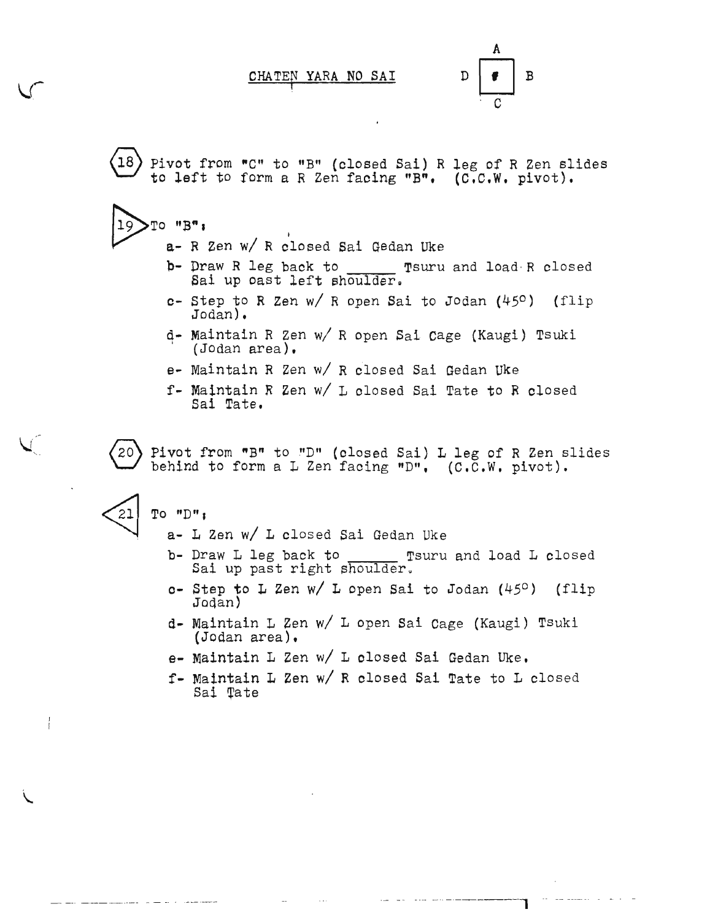## CHATEN YARA NO SAI

A
D B
C

(18) Pivot from "C" to "B" (closed Sai) R leg of R Zen slides to left to form a R Zen facing "B". (C.C.W. pivot).

(19) To "B":

- a- R Zen w/ R closed Sai Gedan Uke
- b- Draw R leg back to ______ Tsuru and load R closed Sai up oast left shoulder.
- c- Step to R Zen w/ R open Sai to Jodan (45°) (flip Jodan).
- d- Maintain R Zen w/ R open Sai Cage (Kaugi) Tsuki (Jodan area).
- e- Maintain R Zen w/ R closed Sai Gedan Uke
- f- Maintain R Zen w/ L closed Sai Tate to R closed Sai Tate.

(20) Pivot from "B" to "D" (closed Sai) L leg of R Zen slides behind to form a L Zen facing "D". (C.C.W. pivot).

(21) To "D":

- a- L Zen w/ L closed Sai Gedan Uke
- b- Draw L leg back to ______ Tsuru and load L closed Sai up past right shoulder.
- c- Step to L Zen w/ L open Sai to Jodan (45°) (flip Jodan)
- d- Maintain L Zen w/ L open Sai Cage (Kaugi) Tsuki (Jodan area).
- e- Maintain L Zen w/ L closed Sai Gedan Uke.
- f- Maintain L Zen w/ R closed Sai Tate to L closed Sai Tate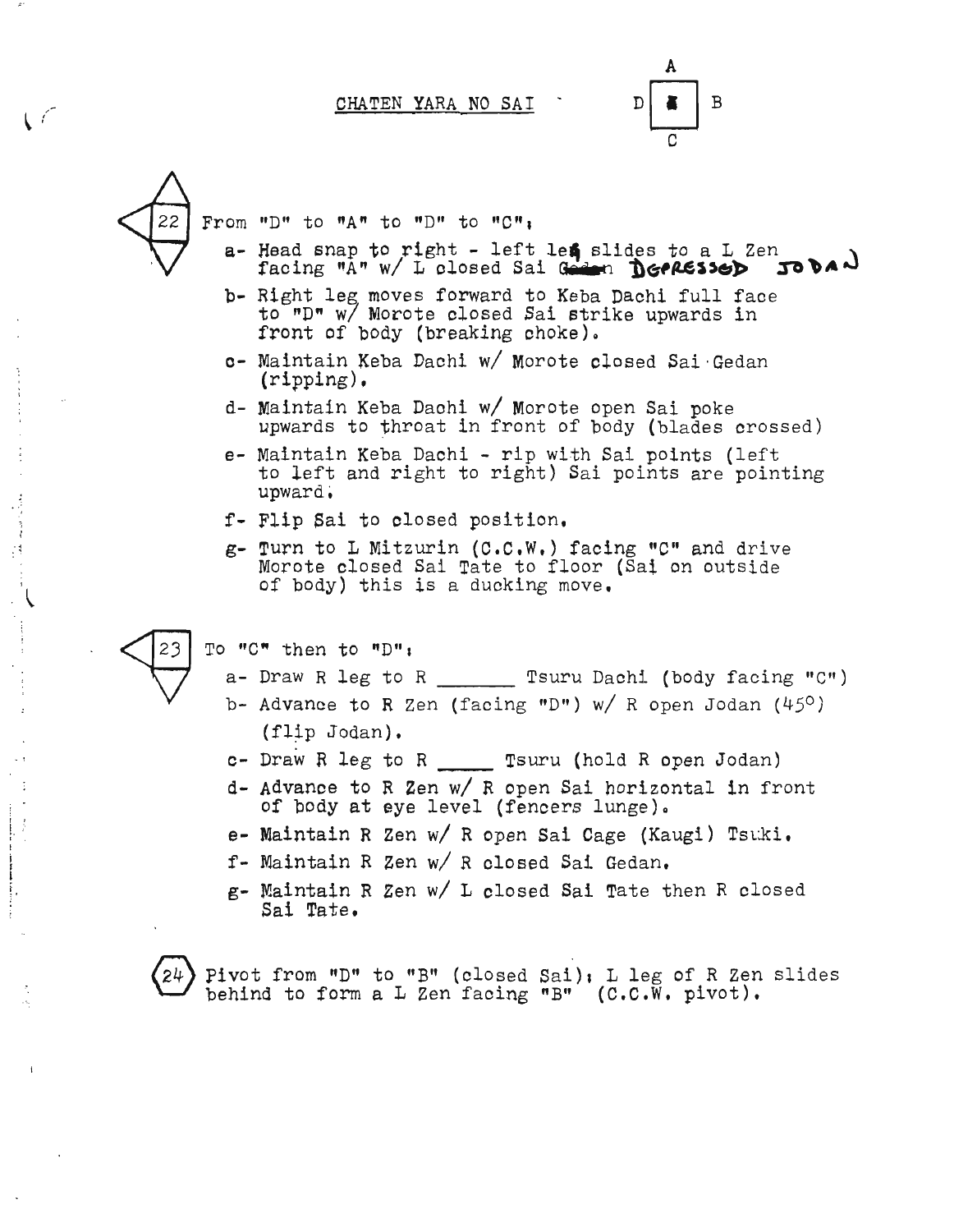## CHATEN YARA NO SAI

```
      A
   D [ ] B
      C
```

**22** From "D" to "A" to "D" to "C":

- a- Head snap to right - left leg slides to a L Zen facing "A" w/ L closed Sai ~~Gedan~~ DEPRESSED JODAN
- b- Right leg moves forward to Keba Dachi full face to "D" w/ Morote closed Sai strike upwards in front of body (breaking choke).
- c- Maintain Keba Dachi w/ Morote closed Sai Gedan (ripping).
- d- Maintain Keba Dachi w/ Morote open Sai poke upwards to throat in front of body (blades crossed)
- e- Maintain Keba Dachi - rip with Sai points (left to left and right to right) Sai points are pointing upward.
- f- Flip Sai to closed position.
- g- Turn to L Mitzurin (C.C.W.) facing "C" and drive Morote closed Sai Tate to floor (Sai on outside of body) this is a ducking move.

**23** To "C" then to "D":

- a- Draw R leg to R _______ Tsuru Dachi (body facing "C")
- b- Advance to R Zen (facing "D") w/ R open Jodan (45°) (flip Jodan).
- c- Draw R leg to R _____ Tsuru (hold R open Jodan)
- d- Advance to R Zen w/ R open Sai horizontal in front of body at eye level (fencers lunge).
- e- Maintain R Zen w/ R open Sai Cage (Kaugi) Tsuki.
- f- Maintain R Zen w/ R closed Sai Gedan.
- g- Maintain R Zen w/ L closed Sai Tate then R closed Sai Tate.

**24** Pivot from "D" to "B" (closed Sai); L leg of R Zen slides behind to form a L Zen facing "B" (C.C.W. pivot).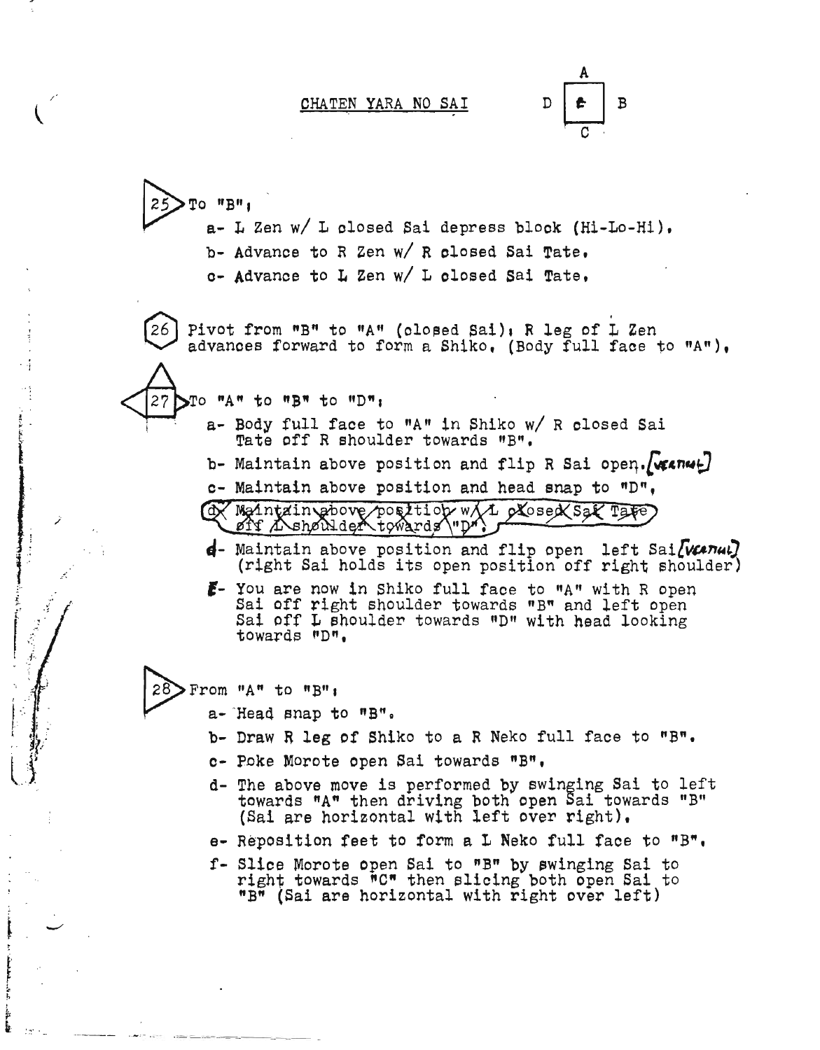# CHATEN YARA NO SAI

A
D [C] B
C

**25** To "B";

- a- L Zen w/ L closed Sai depress block (Hi-Lo-Hi).
- b- Advance to R Zen w/ R closed Sai Tate.
- c- Advance to L Zen w/ L closed Sai Tate.

**26** Pivot from "B" to "A" (closed Sai); R leg of L Zen advances forward to form a Shiko. (Body full face to "A").

**27** To "A" to "B" to "D";

- a- Body full face to "A" in Shiko w/ R closed Sai Tate off R shoulder towards "B".
- b- Maintain above position and flip R Sai open. [VEANUL]
- c- Maintain above position and head snap to "D".
- ~~d- Maintain above position w/ L closed Sai Tate off L shoulder towards "D".~~
- d- Maintain above position and flip open left Sai [VEANUL] (right Sai holds its open position off right shoulder)
- e- You are now in Shiko full face to "A" with R open Sai off right shoulder towards "B" and left open Sai off L shoulder towards "D" with head looking towards "D".

**28** From "A" to "B";

- a- Head snap to "B".
- b- Draw R leg of Shiko to a R Neko full face to "B".
- c- Poke Morote open Sai towards "B".
- d- The above move is performed by swinging Sai to left towards "A" then driving both open Sai towards "B" (Sai are horizontal with left over right).
- e- Reposition feet to form a L Neko full face to "B".
- f- Slice Morote open Sai to "B" by swinging Sai to right towards "C" then slicing both open Sai to "B" (Sai are horizontal with right over left)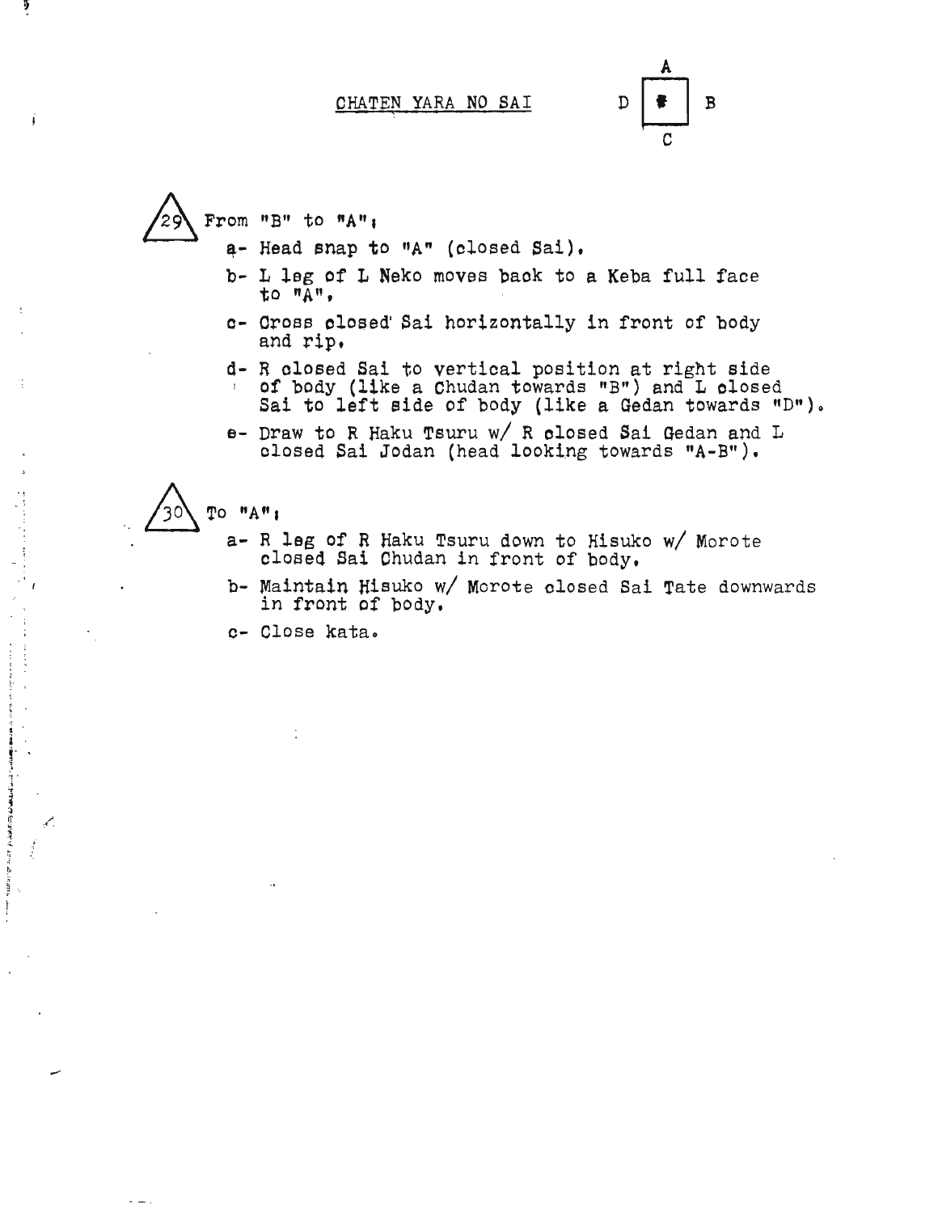# CHATEN YARA NO SAI

A
D [ ■ ] B
C

**29** From "B" to "A";

a- Head snap to "A" (closed Sai).

b- L leg of L Neko moves back to a Keba full face to "A".

c- Cross closed Sai horizontally in front of body and rip.

d- R closed Sai to vertical position at right side of body (like a Chudan towards "B") and L closed Sai to left side of body (like a Gedan towards "D").

e- Draw to R Haku Tsuru w/ R closed Sai Gedan and L closed Sai Jodan (head looking towards "A-B").

**30** To "A";

a- R leg of R Haku Tsuru down to Hisuko w/ Morote closed Sai Chudan in front of body.

b- Maintain Hisuko w/ Morote closed Sai Tate downwards in front of body.

c- Close kata.